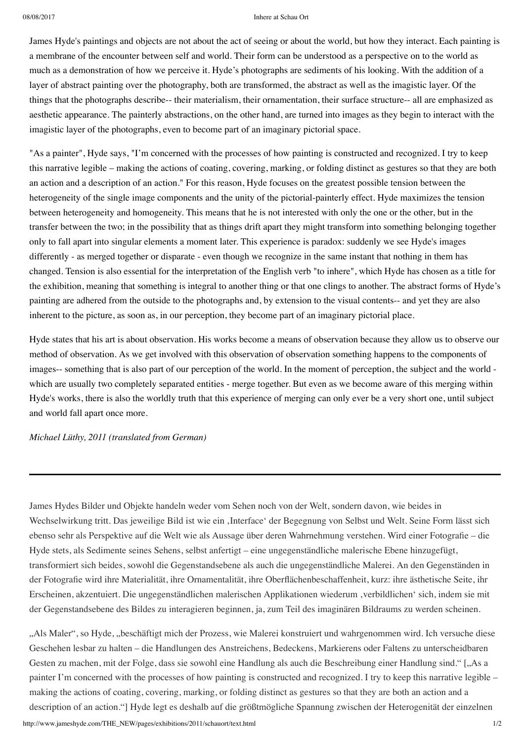James Hyde's paintings and objects are not about the act of seeing or about the world, but how they interact. Each painting is a membrane of the encounter between self and world. Their form can be understood as a perspective on to the world as much as a demonstration of how we perceive it. Hyde's photographs are sediments of his looking. With the addition of a layer of abstract painting over the photography, both are transformed, the abstract as well as the imagistic layer. Of the things that the photographs describe-- their materialism, their ornamentation, their surface structure-- all are emphasized as aesthetic appearance. The painterly abstractions, on the other hand, are turned into images as they begin to interact with the imagistic layer of the photographs, even to become part of an imaginary pictorial space.

"As a painter", Hyde says, "I'm concerned with the processes of how painting is constructed and recognized. I try to keep this narrative legible – making the actions of coating, covering, marking, or folding distinct as gestures so that they are both an action and a description of an action." For this reason, Hyde focuses on the greatest possible tension between the heterogeneity of the single image components and the unity of the pictorial-painterly effect. Hyde maximizes the tension between heterogeneity and homogeneity. This means that he is not interested with only the one or the other, but in the transfer between the two; in the possibility that as things drift apart they might transform into something belonging together only to fall apart into singular elements a moment later. This experience is paradox: suddenly we see Hyde's images differently - as merged together or disparate - even though we recognize in the same instant that nothing in them has changed. Tension is also essential for the interpretation of the English verb "to inhere", which Hyde has chosen as a title for the exhibition, meaning that something is integral to another thing or that one clings to another. The abstract forms of Hyde's painting are adhered from the outside to the photographs and, by extension to the visual contents-- and yet they are also inherent to the picture, as soon as, in our perception, they become part of an imaginary pictorial place.

Hyde states that his art is about observation. His works become a means of observation because they allow us to observe our method of observation. As we get involved with this observation of observation something happens to the components of images-- something that is also part of our perception of the world. In the moment of perception, the subject and the world - which are usually two completely separated entities - merge together. But even as we become aware of this merging within Hyde's works, there is also the worldly truth that this experience of merging can only ever be a very short one, until subject and world fall apart once more.

*Michael Lüthy, 2011 (translated from German)*

---

James Hydes Bilder und Objekte handeln weder vom Sehen noch von der Welt, sondern davon, wie beides in Wechselwirkung tritt. Das jeweilige Bild ist wie ein ‚Interface' der Begegnung von Selbst und Welt. Seine Form lässt sich ebenso sehr als Perspektive auf die Welt wie als Aussage über deren Wahrnehmung verstehen. Wird einer Fotografie – die Hyde stets, als Sedimente seines Sehens, selbst anfertigt – eine ungegenständliche malerische Ebene hinzugefügt, transformiert sich beides, sowohl die Gegenstandsebene als auch die ungegenständliche Malerei. An den Gegenständen in der Fotografie wird ihre Materialität, ihre Ornamentalität, ihre Oberflächenbeschaffenheit, kurz: ihre ästhetische Seite, ihr Erscheinen, akzentuiert. Die ungegenständlichen malerischen Applikationen wiederum ‚verbildlichen' sich, indem sie mit der Gegenstandsebene des Bildes zu interagieren beginnen, ja, zum Teil des imaginären Bildraums zu werden scheinen.

„Als Maler", so Hyde, „beschäftigt mich der Prozess, wie Malerei konstruiert und wahrgenommen wird. Ich versuche diese Geschehen lesbar zu halten – die Handlungen des Anstreichens, Bedeckens, Markierens oder Faltens zu unterscheidbaren Gesten zu machen, mit der Folge, dass sie sowohl eine Handlung als auch die Beschreibung einer Handlung sind." [„As a painter I'm concerned with the processes of how painting is constructed and recognized. I try to keep this narrative legible – making the actions of coating, covering, marking, or folding distinct as gestures so that they are both an action and a description of an action."] Hyde legt es deshalb auf die größtmögliche Spannung zwischen der Heterogenität der einzelnen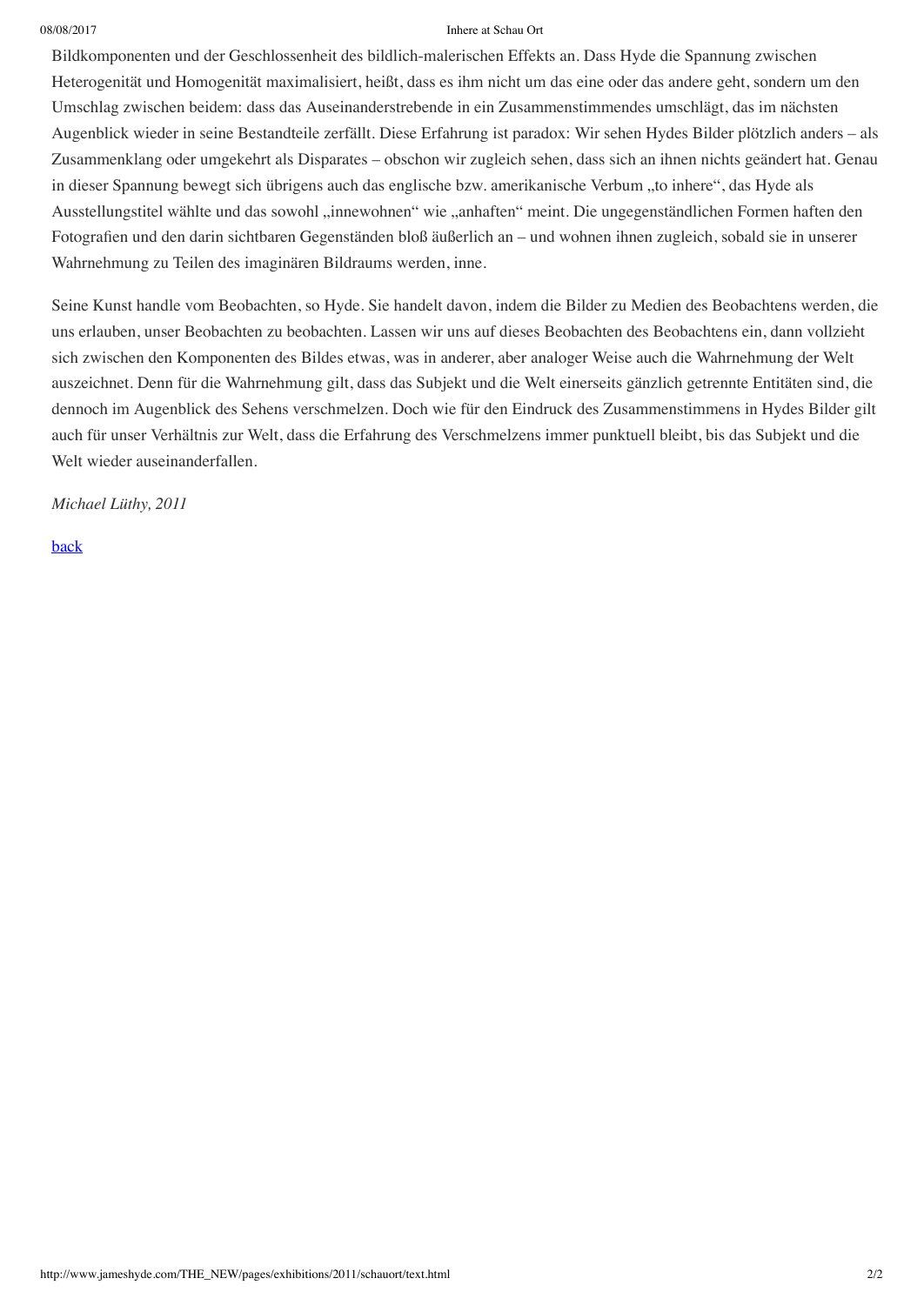Bildkomponenten und der Geschlossenheit des bildlich-malerischen Effekts an. Dass Hyde die Spannung zwischen Heterogenität und Homogenität maximalisiert, heißt, dass es ihm nicht um das eine oder das andere geht, sondern um den Umschlag zwischen beidem: dass das Auseinanderstrebende in ein Zusammenstimmendes umschlägt, das im nächsten Augenblick wieder in seine Bestandteile zerfällt. Diese Erfahrung ist paradox: Wir sehen Hydes Bilder plötzlich anders – als Zusammenklang oder umgekehrt als Disparates – obschon wir zugleich sehen, dass sich an ihnen nichts geändert hat. Genau in dieser Spannung bewegt sich übrigens auch das englische bzw. amerikanische Verbum „to inhere", das Hyde als Ausstellungstitel wählte und das sowohl „innewohnen" wie „anhaften" meint. Die ungegenständlichen Formen haften den Fotografien und den darin sichtbaren Gegenständen bloß äußerlich an – und wohnen ihnen zugleich, sobald sie in unserer Wahrnehmung zu Teilen des imaginären Bildraums werden, inne.

Seine Kunst handle vom Beobachten, so Hyde. Sie handelt davon, indem die Bilder zu Medien des Beobachtens werden, die uns erlauben, unser Beobachten zu beobachten. Lassen wir uns auf dieses Beobachten des Beobachtens ein, dann vollzieht sich zwischen den Komponenten des Bildes etwas, was in anderer, aber analoger Weise auch die Wahrnehmung der Welt auszeichnet. Denn für die Wahrnehmung gilt, dass das Subjekt und die Welt einerseits gänzlich getrennte Entitäten sind, die dennoch im Augenblick des Sehens verschmelzen. Doch wie für den Eindruck des Zusammenstimmens in Hydes Bilder gilt auch für unser Verhältnis zur Welt, dass die Erfahrung des Verschmelzens immer punktuell bleibt, bis das Subjekt und die Welt wieder auseinanderfallen.

*Michael Lüthy, 2011*

back